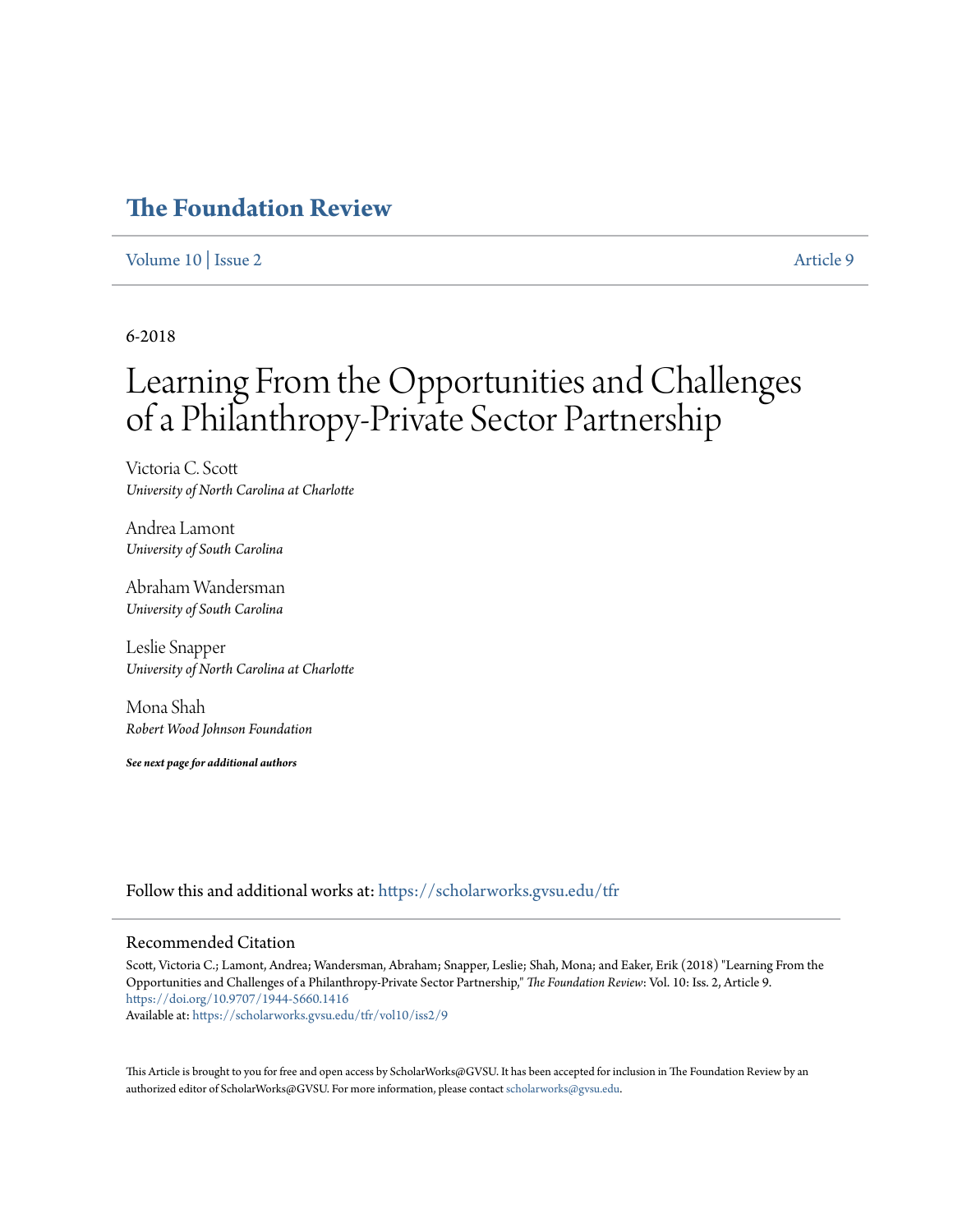# The Foundation Review

Volume 10 | Issue 2 | Article 9

6-2018

# Learning From the Opportunities and Challenges of a Philanthropy-Private Sector Partnership

Victoria C. Scott
*University of North Carolina at Charlotte*

Andrea Lamont
*University of South Carolina*

Abraham Wandersman
*University of South Carolina*

Leslie Snapper
*University of North Carolina at Charlotte*

Mona Shah
*Robert Wood Johnson Foundation*

***See next page for additional authors***

Follow this and additional works at: https://scholarworks.gvsu.edu/tfr

## Recommended Citation

Scott, Victoria C.; Lamont, Andrea; Wandersman, Abraham; Snapper, Leslie; Shah, Mona; and Eaker, Erik (2018) "Learning From the Opportunities and Challenges of a Philanthropy-Private Sector Partnership," *The Foundation Review*: Vol. 10: Iss. 2, Article 9.
https://doi.org/10.9707/1944-5660.1416
Available at: https://scholarworks.gvsu.edu/tfr/vol10/iss2/9

This Article is brought to you for free and open access by ScholarWorks@GVSU. It has been accepted for inclusion in The Foundation Review by an authorized editor of ScholarWorks@GVSU. For more information, please contact scholarworks@gvsu.edu.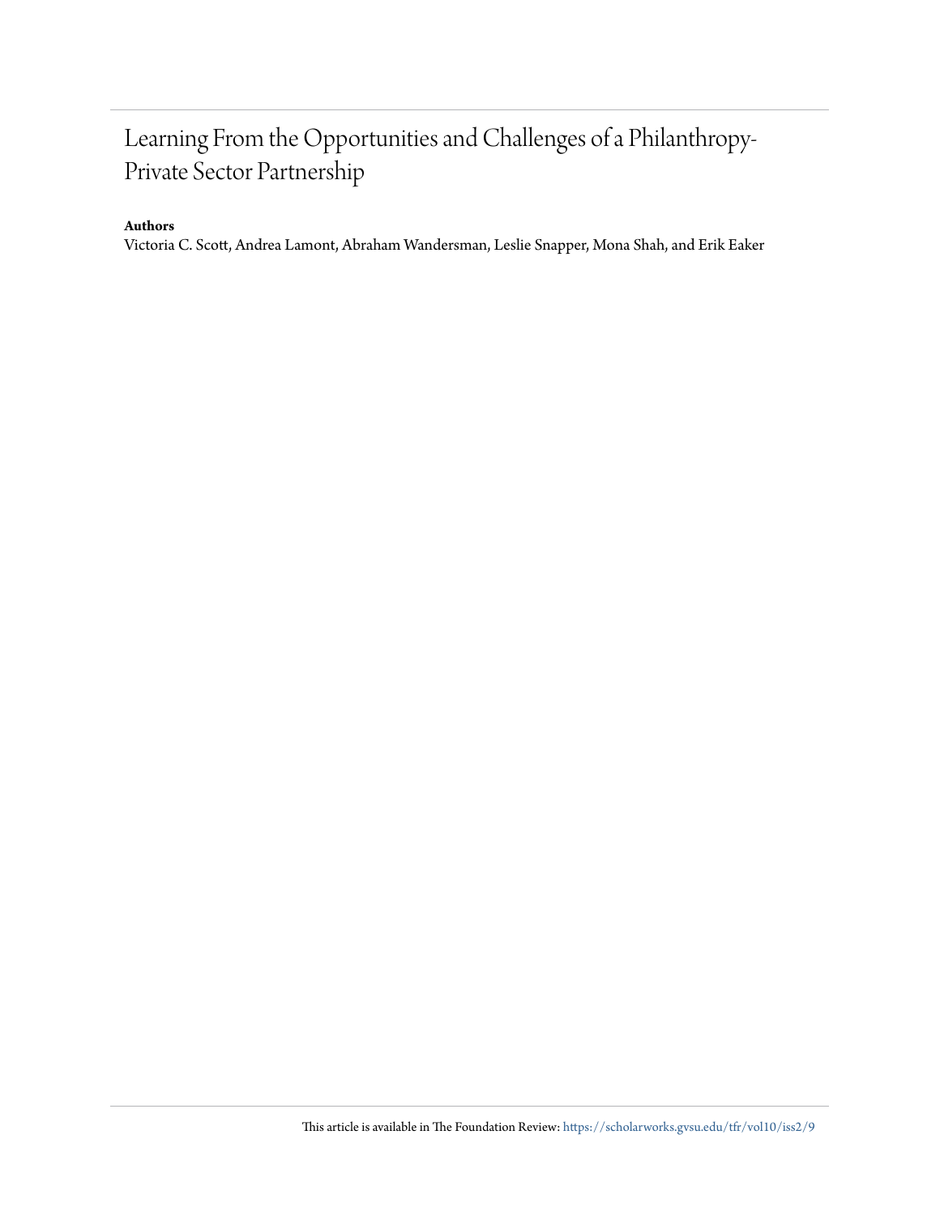# Learning From the Opportunities and Challenges of a Philanthropy-Private Sector Partnership

**Authors**

Victoria C. Scott, Andrea Lamont, Abraham Wandersman, Leslie Snapper, Mona Shah, and Erik Eaker

This article is available in The Foundation Review: https://scholarworks.gvsu.edu/tfr/vol10/iss2/9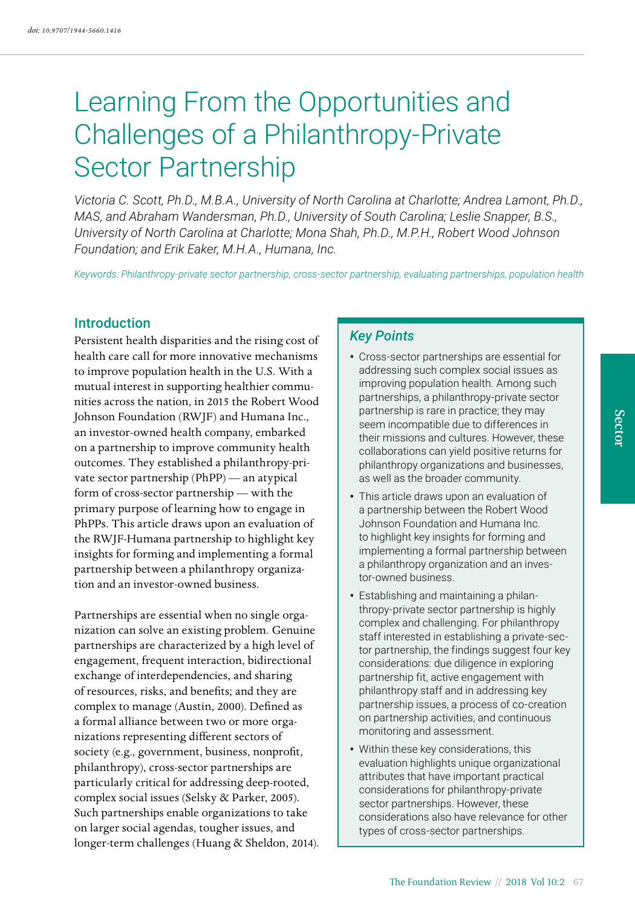# Learning From the Opportunities and Challenges of a Philanthropy-Private Sector Partnership

*Victoria C. Scott, Ph.D., M.B.A., University of North Carolina at Charlotte; Andrea Lamont, Ph.D., MAS, and Abraham Wandersman, Ph.D., University of South Carolina; Leslie Snapper, B.S., University of North Carolina at Charlotte; Mona Shah, Ph.D., M.P.H., Robert Wood Johnson Foundation; and Erik Eaker, M.H.A., Humana, Inc.*

*Keywords: Philanthropy-private sector partnership, cross-sector partnership, evaluating partnerships, population health*

## Introduction

Persistent health disparities and the rising cost of health care call for more innovative mechanisms to improve population health in the U.S. With a mutual interest in supporting healthier communities across the nation, in 2015 the Robert Wood Johnson Foundation (RWJF) and Humana Inc., an investor-owned health company, embarked on a partnership to improve community health outcomes. They established a philanthropy-private sector partnership (PhPP) — an atypical form of cross-sector partnership — with the primary purpose of learning how to engage in PhPPs. This article draws upon an evaluation of the RWJF-Humana partnership to highlight key insights for forming and implementing a formal partnership between a philanthropy organization and an investor-owned business.

Partnerships are essential when no single organization can solve an existing problem. Genuine partnerships are characterized by a high level of engagement, frequent interaction, bidirectional exchange of interdependencies, and sharing of resources, risks, and benefits; and they are complex to manage (Austin, 2000). Defined as a formal alliance between two or more organizations representing different sectors of society (e.g., government, business, nonprofit, philanthropy), cross-sector partnerships are particularly critical for addressing deep-rooted, complex social issues (Selsky & Parker, 2005). Such partnerships enable organizations to take on larger social agendas, tougher issues, and longer-term challenges (Huang & Sheldon, 2014).

### *Key Points*

- Cross-sector partnerships are essential for addressing such complex social issues as improving population health. Among such partnerships, a philanthropy-private sector partnership is rare in practice; they may seem incompatible due to differences in their missions and cultures. However, these collaborations can yield positive returns for philanthropy organizations and businesses, as well as the broader community.
- This article draws upon an evaluation of a partnership between the Robert Wood Johnson Foundation and Humana Inc. to highlight key insights for forming and implementing a formal partnership between a philanthropy organization and an investor-owned business.
- Establishing and maintaining a philanthropy-private sector partnership is highly complex and challenging. For philanthropy staff interested in establishing a private-sector partnership, the findings suggest four key considerations: due diligence in exploring partnership fit, active engagement with philanthropy staff and in addressing key partnership issues, a process of co-creation on partnership activities, and continuous monitoring and assessment.
- Within these key considerations, this evaluation highlights unique organizational attributes that have important practical considerations for philanthropy-private sector partnerships. However, these considerations also have relevance for other types of cross-sector partnerships.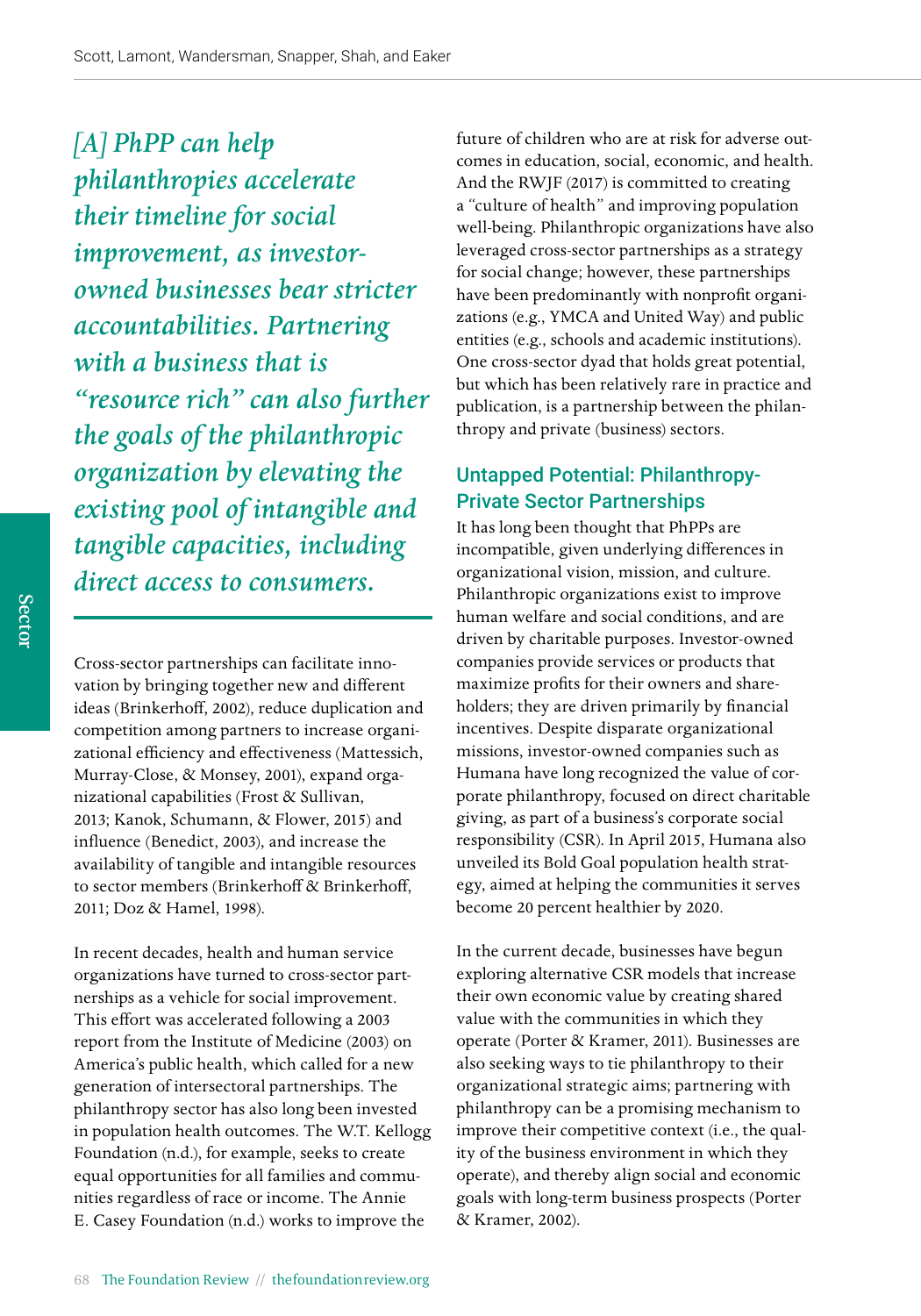*[A] PhPP can help philanthropies accelerate their timeline for social improvement, as investor-owned businesses bear stricter accountabilities. Partnering with a business that is "resource rich" can also further the goals of the philanthropic organization by elevating the existing pool of intangible and tangible capacities, including direct access to consumers.*

Cross-sector partnerships can facilitate innovation by bringing together new and different ideas (Brinkerhoff, 2002), reduce duplication and competition among partners to increase organizational efficiency and effectiveness (Mattessich, Murray-Close, & Monsey, 2001), expand organizational capabilities (Frost & Sullivan, 2013; Kanok, Schumann, & Flower, 2015) and influence (Benedict, 2003), and increase the availability of tangible and intangible resources to sector members (Brinkerhoff & Brinkerhoff, 2011; Doz & Hamel, 1998).

In recent decades, health and human service organizations have turned to cross-sector partnerships as a vehicle for social improvement. This effort was accelerated following a 2003 report from the Institute of Medicine (2003) on America's public health, which called for a new generation of intersectoral partnerships. The philanthropy sector has also long been invested in population health outcomes. The W.T. Kellogg Foundation (n.d.), for example, seeks to create equal opportunities for all families and communities regardless of race or income. The Annie E. Casey Foundation (n.d.) works to improve the future of children who are at risk for adverse outcomes in education, social, economic, and health. And the RWJF (2017) is committed to creating a "culture of health" and improving population well-being. Philanthropic organizations have also leveraged cross-sector partnerships as a strategy for social change; however, these partnerships have been predominantly with nonprofit organizations (e.g., YMCA and United Way) and public entities (e.g., schools and academic institutions). One cross-sector dyad that holds great potential, but which has been relatively rare in practice and publication, is a partnership between the philanthropy and private (business) sectors.

## Untapped Potential: Philanthropy-Private Sector Partnerships

It has long been thought that PhPPs are incompatible, given underlying differences in organizational vision, mission, and culture. Philanthropic organizations exist to improve human welfare and social conditions, and are driven by charitable purposes. Investor-owned companies provide services or products that maximize profits for their owners and shareholders; they are driven primarily by financial incentives. Despite disparate organizational missions, investor-owned companies such as Humana have long recognized the value of corporate philanthropy, focused on direct charitable giving, as part of a business's corporate social responsibility (CSR). In April 2015, Humana also unveiled its Bold Goal population health strategy, aimed at helping the communities it serves become 20 percent healthier by 2020.

In the current decade, businesses have begun exploring alternative CSR models that increase their own economic value by creating shared value with the communities in which they operate (Porter & Kramer, 2011). Businesses are also seeking ways to tie philanthropy to their organizational strategic aims; partnering with philanthropy can be a promising mechanism to improve their competitive context (i.e., the quality of the business environment in which they operate), and thereby align social and economic goals with long-term business prospects (Porter & Kramer, 2002).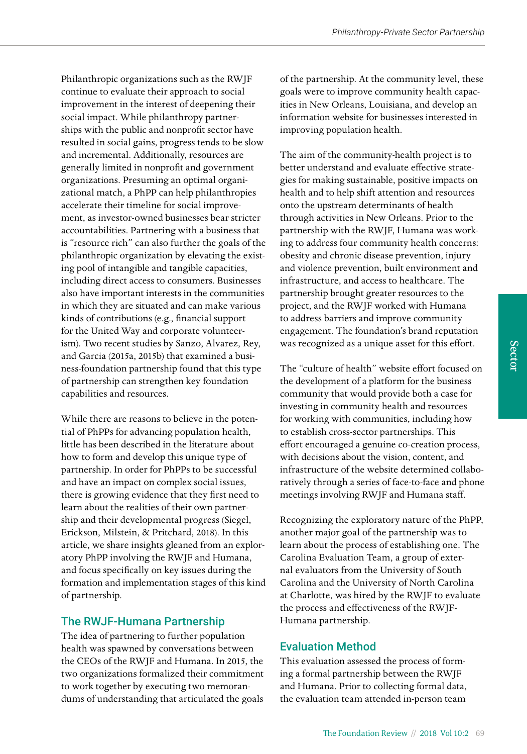Philanthropic organizations such as the RWJF continue to evaluate their approach to social improvement in the interest of deepening their social impact. While philanthropy partnerships with the public and nonprofit sector have resulted in social gains, progress tends to be slow and incremental. Additionally, resources are generally limited in nonprofit and government organizations. Presuming an optimal organizational match, a PhPP can help philanthropies accelerate their timeline for social improvement, as investor-owned businesses bear stricter accountabilities. Partnering with a business that is "resource rich" can also further the goals of the philanthropic organization by elevating the existing pool of intangible and tangible capacities, including direct access to consumers. Businesses also have important interests in the communities in which they are situated and can make various kinds of contributions (e.g., financial support for the United Way and corporate volunteerism). Two recent studies by Sanzo, Alvarez, Rey, and Garcia (2015a, 2015b) that examined a business-foundation partnership found that this type of partnership can strengthen key foundation capabilities and resources.

While there are reasons to believe in the potential of PhPPs for advancing population health, little has been described in the literature about how to form and develop this unique type of partnership. In order for PhPPs to be successful and have an impact on complex social issues, there is growing evidence that they first need to learn about the realities of their own partnership and their developmental progress (Siegel, Erickson, Milstein, & Pritchard, 2018). In this article, we share insights gleaned from an exploratory PhPP involving the RWJF and Humana, and focus specifically on key issues during the formation and implementation stages of this kind of partnership.

## The RWJF-Humana Partnership

The idea of partnering to further population health was spawned by conversations between the CEOs of the RWJF and Humana. In 2015, the two organizations formalized their commitment to work together by executing two memorandums of understanding that articulated the goals of the partnership. At the community level, these goals were to improve community health capacities in New Orleans, Louisiana, and develop an information website for businesses interested in improving population health.

The aim of the community-health project is to better understand and evaluate effective strategies for making sustainable, positive impacts on health and to help shift attention and resources onto the upstream determinants of health through activities in New Orleans. Prior to the partnership with the RWJF, Humana was working to address four community health concerns: obesity and chronic disease prevention, injury and violence prevention, built environment and infrastructure, and access to healthcare. The partnership brought greater resources to the project, and the RWJF worked with Humana to address barriers and improve community engagement. The foundation's brand reputation was recognized as a unique asset for this effort.

The "culture of health" website effort focused on the development of a platform for the business community that would provide both a case for investing in community health and resources for working with communities, including how to establish cross-sector partnerships. This effort encouraged a genuine co-creation process, with decisions about the vision, content, and infrastructure of the website determined collaboratively through a series of face-to-face and phone meetings involving RWJF and Humana staff.

Recognizing the exploratory nature of the PhPP, another major goal of the partnership was to learn about the process of establishing one. The Carolina Evaluation Team, a group of external evaluators from the University of South Carolina and the University of North Carolina at Charlotte, was hired by the RWJF to evaluate the process and effectiveness of the RWJF-Humana partnership.

## Evaluation Method

This evaluation assessed the process of forming a formal partnership between the RWJF and Humana. Prior to collecting formal data, the evaluation team attended in-person team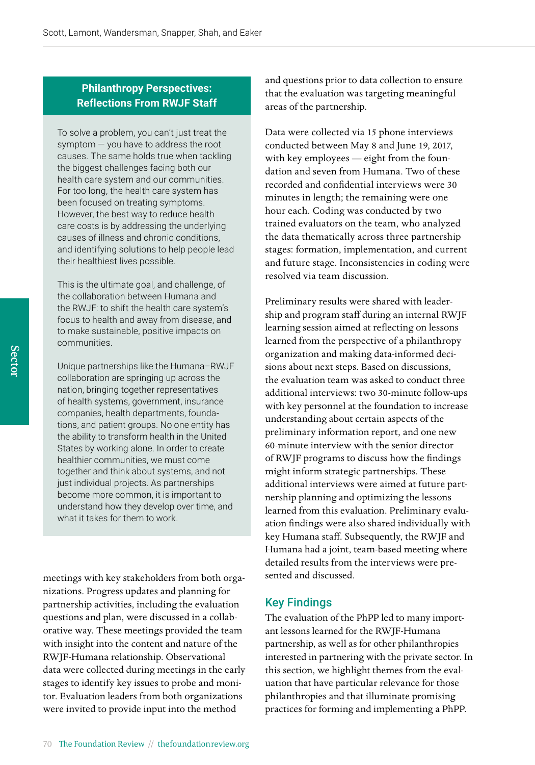> **Philanthropy Perspectives: Reflections From RWJF Staff**
>
> To solve a problem, you can't just treat the symptom — you have to address the root causes. The same holds true when tackling the biggest challenges facing both our health care system and our communities. For too long, the health care system has been focused on treating symptoms. However, the best way to reduce health care costs is by addressing the underlying causes of illness and chronic conditions, and identifying solutions to help people lead their healthiest lives possible.
>
> This is the ultimate goal, and challenge, of the collaboration between Humana and the RWJF: to shift the health care system's focus to health and away from disease, and to make sustainable, positive impacts on communities.
>
> Unique partnerships like the Humana–RWJF collaboration are springing up across the nation, bringing together representatives of health systems, government, insurance companies, health departments, foundations, and patient groups. No one entity has the ability to transform health in the United States by working alone. In order to create healthier communities, we must come together and think about systems, and not just individual projects. As partnerships become more common, it is important to understand how they develop over time, and what it takes for them to work.

meetings with key stakeholders from both organizations. Progress updates and planning for partnership activities, including the evaluation questions and plan, were discussed in a collaborative way. These meetings provided the team with insight into the content and nature of the RWJF-Humana relationship. Observational data were collected during meetings in the early stages to identify key issues to probe and monitor. Evaluation leaders from both organizations were invited to provide input into the method and questions prior to data collection to ensure that the evaluation was targeting meaningful areas of the partnership.

Data were collected via 15 phone interviews conducted between May 8 and June 19, 2017, with key employees — eight from the foundation and seven from Humana. Two of these recorded and confidential interviews were 30 minutes in length; the remaining were one hour each. Coding was conducted by two trained evaluators on the team, who analyzed the data thematically across three partnership stages: formation, implementation, and current and future stage. Inconsistencies in coding were resolved via team discussion.

Preliminary results were shared with leadership and program staff during an internal RWJF learning session aimed at reflecting on lessons learned from the perspective of a philanthropy organization and making data-informed decisions about next steps. Based on discussions, the evaluation team was asked to conduct three additional interviews: two 30-minute follow-ups with key personnel at the foundation to increase understanding about certain aspects of the preliminary information report, and one new 60-minute interview with the senior director of RWJF programs to discuss how the findings might inform strategic partnerships. These additional interviews were aimed at future partnership planning and optimizing the lessons learned from this evaluation. Preliminary evaluation findings were also shared individually with key Humana staff. Subsequently, the RWJF and Humana had a joint, team-based meeting where detailed results from the interviews were presented and discussed.

## Key Findings

The evaluation of the PhPP led to many important lessons learned for the RWJF-Humana partnership, as well as for other philanthropies interested in partnering with the private sector. In this section, we highlight themes from the evaluation that have particular relevance for those philanthropies and that illuminate promising practices for forming and implementing a PhPP.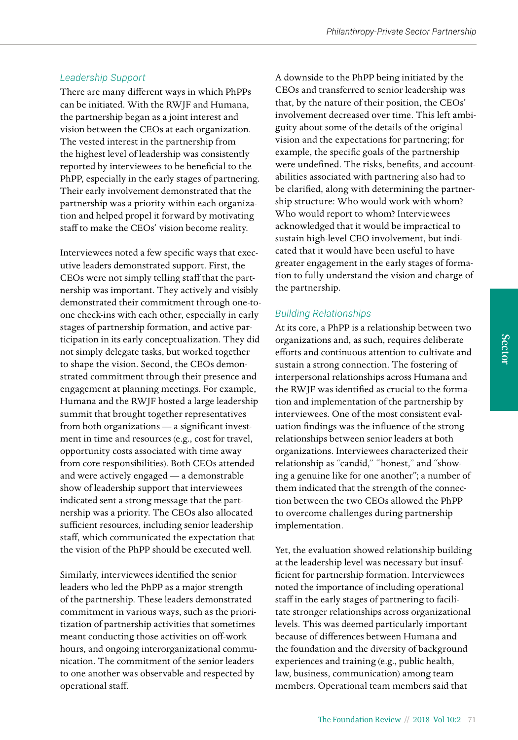### *Leadership Support*

There are many different ways in which PhPPs can be initiated. With the RWJF and Humana, the partnership began as a joint interest and vision between the CEOs at each organization. The vested interest in the partnership from the highest level of leadership was consistently reported by interviewees to be beneficial to the PhPP, especially in the early stages of partnering. Their early involvement demonstrated that the partnership was a priority within each organization and helped propel it forward by motivating staff to make the CEOs' vision become reality.

Interviewees noted a few specific ways that executive leaders demonstrated support. First, the CEOs were not simply telling staff that the partnership was important. They actively and visibly demonstrated their commitment through one-to-one check-ins with each other, especially in early stages of partnership formation, and active participation in its early conceptualization. They did not simply delegate tasks, but worked together to shape the vision. Second, the CEOs demonstrated commitment through their presence and engagement at planning meetings. For example, Humana and the RWJF hosted a large leadership summit that brought together representatives from both organizations — a significant investment in time and resources (e.g., cost for travel, opportunity costs associated with time away from core responsibilities). Both CEOs attended and were actively engaged — a demonstrable show of leadership support that interviewees indicated sent a strong message that the partnership was a priority. The CEOs also allocated sufficient resources, including senior leadership staff, which communicated the expectation that the vision of the PhPP should be executed well.

Similarly, interviewees identified the senior leaders who led the PhPP as a major strength of the partnership. These leaders demonstrated commitment in various ways, such as the prioritization of partnership activities that sometimes meant conducting those activities on off-work hours, and ongoing interorganizational communication. The commitment of the senior leaders to one another was observable and respected by operational staff.

A downside to the PhPP being initiated by the CEOs and transferred to senior leadership was that, by the nature of their position, the CEOs' involvement decreased over time. This left ambiguity about some of the details of the original vision and the expectations for partnering; for example, the specific goals of the partnership were undefined. The risks, benefits, and accountabilities associated with partnering also had to be clarified, along with determining the partnership structure: Who would work with whom? Who would report to whom? Interviewees acknowledged that it would be impractical to sustain high-level CEO involvement, but indicated that it would have been useful to have greater engagement in the early stages of formation to fully understand the vision and charge of the partnership.

### *Building Relationships*

At its core, a PhPP is a relationship between two organizations and, as such, requires deliberate efforts and continuous attention to cultivate and sustain a strong connection. The fostering of interpersonal relationships across Humana and the RWJF was identified as crucial to the formation and implementation of the partnership by interviewees. One of the most consistent evaluation findings was the influence of the strong relationships between senior leaders at both organizations. Interviewees characterized their relationship as "candid," "honest," and "showing a genuine like for one another"; a number of them indicated that the strength of the connection between the two CEOs allowed the PhPP to overcome challenges during partnership implementation.

Yet, the evaluation showed relationship building at the leadership level was necessary but insufficient for partnership formation. Interviewees noted the importance of including operational staff in the early stages of partnering to facilitate stronger relationships across organizational levels. This was deemed particularly important because of differences between Humana and the foundation and the diversity of background experiences and training (e.g., public health, law, business, communication) among team members. Operational team members said that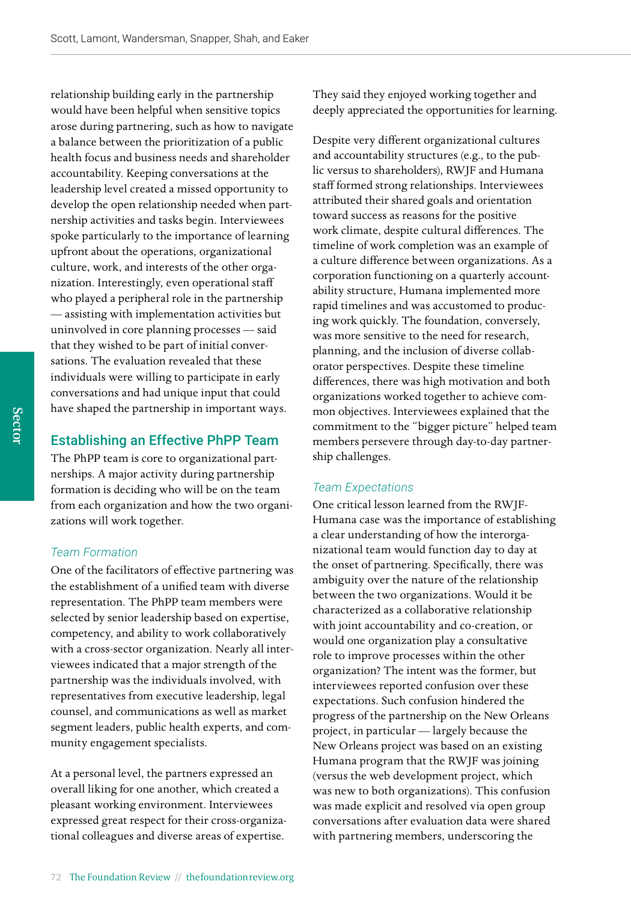relationship building early in the partnership would have been helpful when sensitive topics arose during partnering, such as how to navigate a balance between the prioritization of a public health focus and business needs and shareholder accountability. Keeping conversations at the leadership level created a missed opportunity to develop the open relationship needed when partnership activities and tasks begin. Interviewees spoke particularly to the importance of learning upfront about the operations, organizational culture, work, and interests of the other organization. Interestingly, even operational staff who played a peripheral role in the partnership — assisting with implementation activities but uninvolved in core planning processes — said that they wished to be part of initial conversations. The evaluation revealed that these individuals were willing to participate in early conversations and had unique input that could have shaped the partnership in important ways.

## Establishing an Effective PhPP Team

The PhPP team is core to organizational partnerships. A major activity during partnership formation is deciding who will be on the team from each organization and how the two organizations will work together.

### *Team Formation*

One of the facilitators of effective partnering was the establishment of a unified team with diverse representation. The PhPP team members were selected by senior leadership based on expertise, competency, and ability to work collaboratively with a cross-sector organization. Nearly all interviewees indicated that a major strength of the partnership was the individuals involved, with representatives from executive leadership, legal counsel, and communications as well as market segment leaders, public health experts, and community engagement specialists.

At a personal level, the partners expressed an overall liking for one another, which created a pleasant working environment. Interviewees expressed great respect for their cross-organizational colleagues and diverse areas of expertise. They said they enjoyed working together and deeply appreciated the opportunities for learning.

Despite very different organizational cultures and accountability structures (e.g., to the public versus to shareholders), RWJF and Humana staff formed strong relationships. Interviewees attributed their shared goals and orientation toward success as reasons for the positive work climate, despite cultural differences. The timeline of work completion was an example of a culture difference between organizations. As a corporation functioning on a quarterly accountability structure, Humana implemented more rapid timelines and was accustomed to producing work quickly. The foundation, conversely, was more sensitive to the need for research, planning, and the inclusion of diverse collaborator perspectives. Despite these timeline differences, there was high motivation and both organizations worked together to achieve common objectives. Interviewees explained that the commitment to the "bigger picture" helped team members persevere through day-to-day partnership challenges.

### *Team Expectations*

One critical lesson learned from the RWJF-Humana case was the importance of establishing a clear understanding of how the interorganizational team would function day to day at the onset of partnering. Specifically, there was ambiguity over the nature of the relationship between the two organizations. Would it be characterized as a collaborative relationship with joint accountability and co-creation, or would one organization play a consultative role to improve processes within the other organization? The intent was the former, but interviewees reported confusion over these expectations. Such confusion hindered the progress of the partnership on the New Orleans project, in particular — largely because the New Orleans project was based on an existing Humana program that the RWJF was joining (versus the web development project, which was new to both organizations). This confusion was made explicit and resolved via open group conversations after evaluation data were shared with partnering members, underscoring the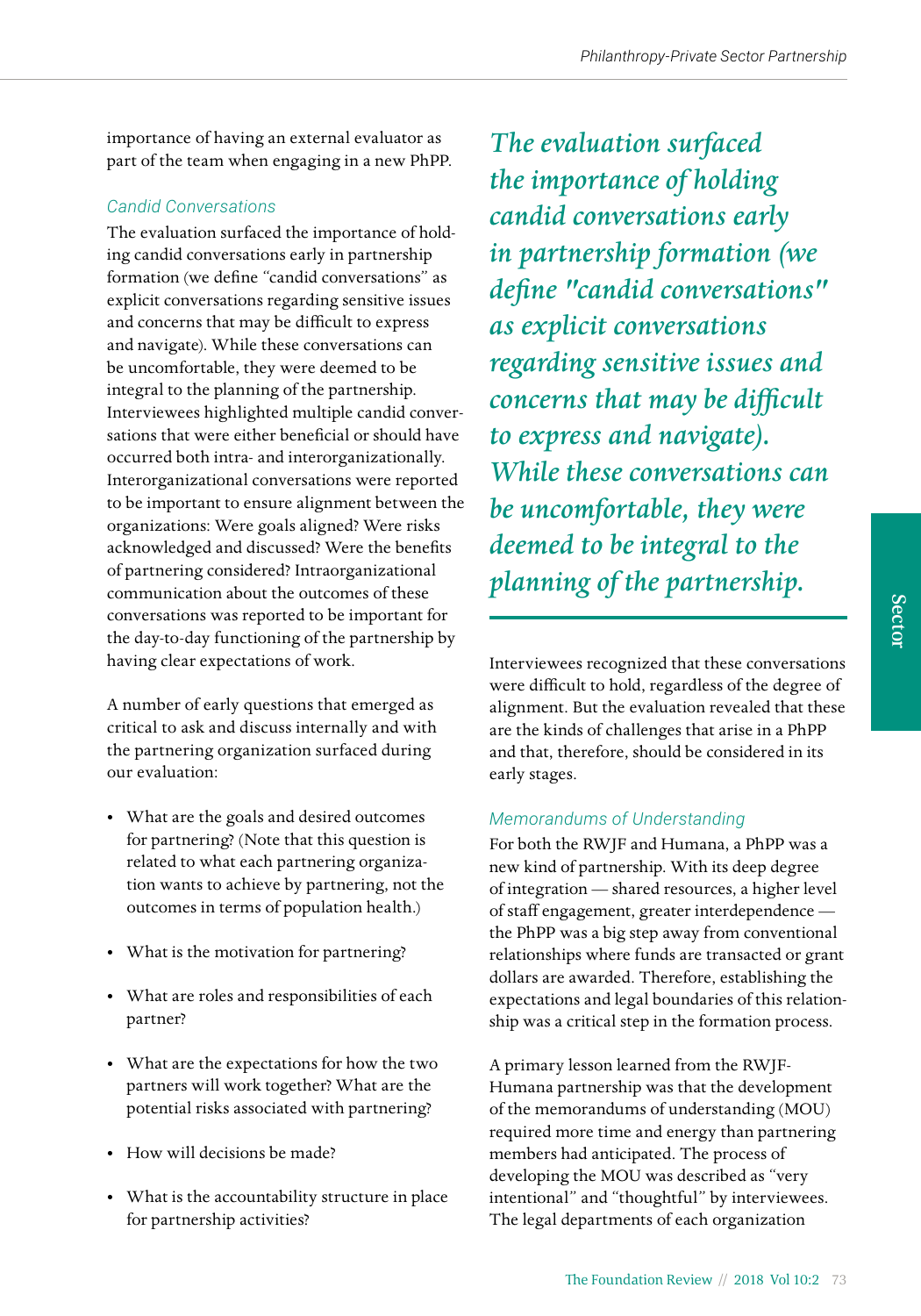importance of having an external evaluator as part of the team when engaging in a new PhPP.

### *Candid Conversations*

The evaluation surfaced the importance of holding candid conversations early in partnership formation (we define "candid conversations" as explicit conversations regarding sensitive issues and concerns that may be difficult to express and navigate). While these conversations can be uncomfortable, they were deemed to be integral to the planning of the partnership. Interviewees highlighted multiple candid conversations that were either beneficial or should have occurred both intra- and interorganizationally. Interorganizational conversations were reported to be important to ensure alignment between the organizations: Were goals aligned? Were risks acknowledged and discussed? Were the benefits of partnering considered? Intraorganizational communication about the outcomes of these conversations was reported to be important for the day-to-day functioning of the partnership by having clear expectations of work.

A number of early questions that emerged as critical to ask and discuss internally and with the partnering organization surfaced during our evaluation:

- What are the goals and desired outcomes for partnering? (Note that this question is related to what each partnering organization wants to achieve by partnering, not the outcomes in terms of population health.)
- What is the motivation for partnering?
- What are roles and responsibilities of each partner?
- What are the expectations for how the two partners will work together? What are the potential risks associated with partnering?
- How will decisions be made?
- What is the accountability structure in place for partnership activities?

*The evaluation surfaced the importance of holding candid conversations early in partnership formation (we define "candid conversations" as explicit conversations regarding sensitive issues and concerns that may be difficult to express and navigate). While these conversations can be uncomfortable, they were deemed to be integral to the planning of the partnership.*

Interviewees recognized that these conversations were difficult to hold, regardless of the degree of alignment. But the evaluation revealed that these are the kinds of challenges that arise in a PhPP and that, therefore, should be considered in its early stages.

### *Memorandums of Understanding*

For both the RWJF and Humana, a PhPP was a new kind of partnership. With its deep degree of integration — shared resources, a higher level of staff engagement, greater interdependence — the PhPP was a big step away from conventional relationships where funds are transacted or grant dollars are awarded. Therefore, establishing the expectations and legal boundaries of this relationship was a critical step in the formation process.

A primary lesson learned from the RWJF-Humana partnership was that the development of the memorandums of understanding (MOU) required more time and energy than partnering members had anticipated. The process of developing the MOU was described as "very intentional" and "thoughtful" by interviewees. The legal departments of each organization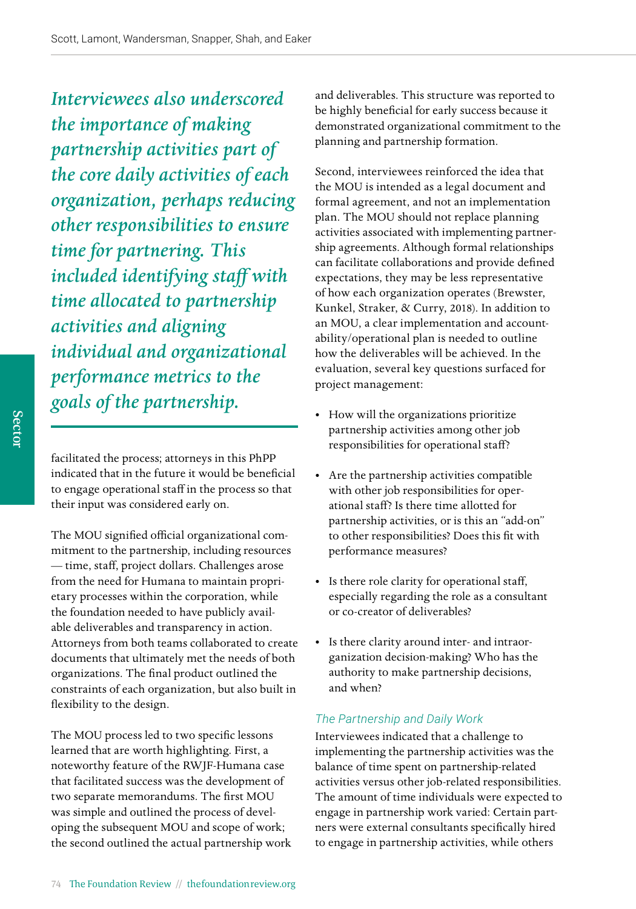*Interviewees also underscored the importance of making partnership activities part of the core daily activities of each organization, perhaps reducing other responsibilities to ensure time for partnering. This included identifying staff with time allocated to partnership activities and aligning individual and organizational performance metrics to the goals of the partnership.*

facilitated the process; attorneys in this PhPP indicated that in the future it would be beneficial to engage operational staff in the process so that their input was considered early on.

The MOU signified official organizational commitment to the partnership, including resources — time, staff, project dollars. Challenges arose from the need for Humana to maintain proprietary processes within the corporation, while the foundation needed to have publicly available deliverables and transparency in action. Attorneys from both teams collaborated to create documents that ultimately met the needs of both organizations. The final product outlined the constraints of each organization, but also built in flexibility to the design.

The MOU process led to two specific lessons learned that are worth highlighting. First, a noteworthy feature of the RWJF-Humana case that facilitated success was the development of two separate memorandums. The first MOU was simple and outlined the process of developing the subsequent MOU and scope of work; the second outlined the actual partnership work and deliverables. This structure was reported to be highly beneficial for early success because it demonstrated organizational commitment to the planning and partnership formation.

Second, interviewees reinforced the idea that the MOU is intended as a legal document and formal agreement, and not an implementation plan. The MOU should not replace planning activities associated with implementing partnership agreements. Although formal relationships can facilitate collaborations and provide defined expectations, they may be less representative of how each organization operates (Brewster, Kunkel, Straker, & Curry, 2018). In addition to an MOU, a clear implementation and accountability/operational plan is needed to outline how the deliverables will be achieved. In the evaluation, several key questions surfaced for project management:

- How will the organizations prioritize partnership activities among other job responsibilities for operational staff?
- Are the partnership activities compatible with other job responsibilities for operational staff? Is there time allotted for partnership activities, or is this an "add-on" to other responsibilities? Does this fit with performance measures?
- Is there role clarity for operational staff, especially regarding the role as a consultant or co-creator of deliverables?
- Is there clarity around inter- and intraorganization decision-making? Who has the authority to make partnership decisions, and when?

### *The Partnership and Daily Work*

Interviewees indicated that a challenge to implementing the partnership activities was the balance of time spent on partnership-related activities versus other job-related responsibilities. The amount of time individuals were expected to engage in partnership work varied: Certain partners were external consultants specifically hired to engage in partnership activities, while others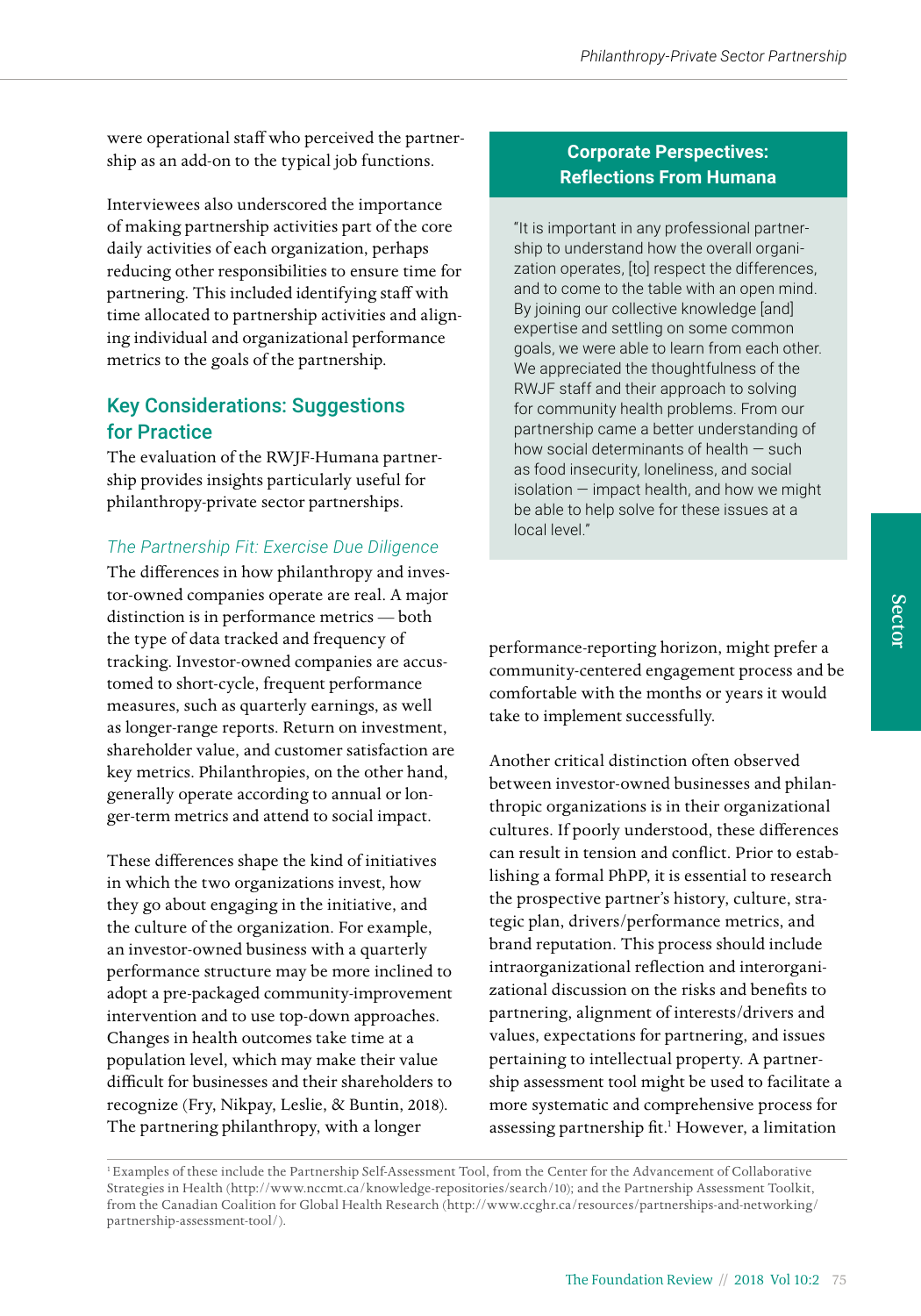were operational staff who perceived the partnership as an add-on to the typical job functions.

Interviewees also underscored the importance of making partnership activities part of the core daily activities of each organization, perhaps reducing other responsibilities to ensure time for partnering. This included identifying staff with time allocated to partnership activities and aligning individual and organizational performance metrics to the goals of the partnership.

## Key Considerations: Suggestions for Practice

The evaluation of the RWJF-Humana partnership provides insights particularly useful for philanthropy-private sector partnerships.

### *The Partnership Fit: Exercise Due Diligence*

The differences in how philanthropy and investor-owned companies operate are real. A major distinction is in performance metrics — both the type of data tracked and frequency of tracking. Investor-owned companies are accustomed to short-cycle, frequent performance measures, such as quarterly earnings, as well as longer-range reports. Return on investment, shareholder value, and customer satisfaction are key metrics. Philanthropies, on the other hand, generally operate according to annual or longer-term metrics and attend to social impact.

These differences shape the kind of initiatives in which the two organizations invest, how they go about engaging in the initiative, and the culture of the organization. For example, an investor-owned business with a quarterly performance structure may be more inclined to adopt a pre-packaged community-improvement intervention and to use top-down approaches. Changes in health outcomes take time at a population level, which may make their value difficult for businesses and their shareholders to recognize (Fry, Nikpay, Leslie, & Buntin, 2018). The partnering philanthropy, with a longer performance-reporting horizon, might prefer a community-centered engagement process and be comfortable with the months or years it would take to implement successfully.

> **Corporate Perspectives: Reflections From Humana**
>
> "It is important in any professional partnership to understand how the overall organization operates, [to] respect the differences, and to come to the table with an open mind. By joining our collective knowledge [and] expertise and settling on some common goals, we were able to learn from each other. We appreciated the thoughtfulness of the RWJF staff and their approach to solving for community health problems. From our partnership came a better understanding of how social determinants of health — such as food insecurity, loneliness, and social isolation — impact health, and how we might be able to help solve for these issues at a local level."

Another critical distinction often observed between investor-owned businesses and philanthropic organizations is in their organizational cultures. If poorly understood, these differences can result in tension and conflict. Prior to establishing a formal PhPP, it is essential to research the prospective partner's history, culture, strategic plan, drivers/performance metrics, and brand reputation. This process should include intraorganizational reflection and interorganizational discussion on the risks and benefits to partnering, alignment of interests/drivers and values, expectations for partnering, and issues pertaining to intellectual property. A partnership assessment tool might be used to facilitate a more systematic and comprehensive process for assessing partnership fit.[1] However, a limitation

[1] Examples of these include the Partnership Self-Assessment Tool, from the Center for the Advancement of Collaborative Strategies in Health (http://www.nccmt.ca/knowledge-repositories/search/10); and the Partnership Assessment Toolkit, from the Canadian Coalition for Global Health Research (http://www.ccghr.ca/resources/partnerships-and-networking/partnership-assessment-tool/).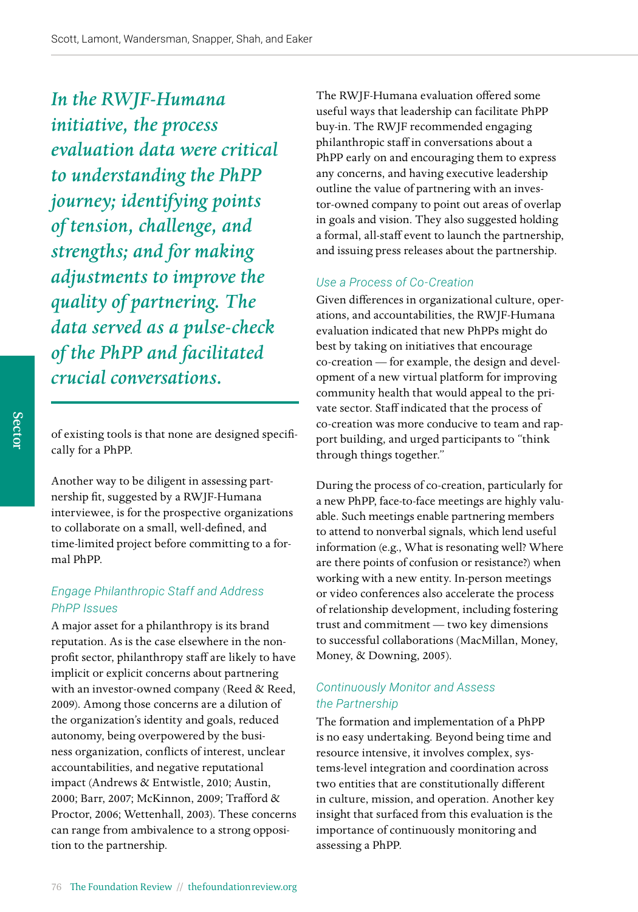*In the RWJF-Humana initiative, the process evaluation data were critical to understanding the PhPP journey; identifying points of tension, challenge, and strengths; and for making adjustments to improve the quality of partnering. The data served as a pulse-check of the PhPP and facilitated crucial conversations.*

of existing tools is that none are designed specifically for a PhPP.

Another way to be diligent in assessing partnership fit, suggested by a RWJF-Humana interviewee, is for the prospective organizations to collaborate on a small, well-defined, and time-limited project before committing to a formal PhPP.

### *Engage Philanthropic Staff and Address PhPP Issues*

A major asset for a philanthropy is its brand reputation. As is the case elsewhere in the nonprofit sector, philanthropy staff are likely to have implicit or explicit concerns about partnering with an investor-owned company (Reed & Reed, 2009). Among those concerns are a dilution of the organization's identity and goals, reduced autonomy, being overpowered by the business organization, conflicts of interest, unclear accountabilities, and negative reputational impact (Andrews & Entwistle, 2010; Austin, 2000; Barr, 2007; McKinnon, 2009; Trafford & Proctor, 2006; Wettenhall, 2003). These concerns can range from ambivalence to a strong opposition to the partnership.

The RWJF-Humana evaluation offered some useful ways that leadership can facilitate PhPP buy-in. The RWJF recommended engaging philanthropic staff in conversations about a PhPP early on and encouraging them to express any concerns, and having executive leadership outline the value of partnering with an investor-owned company to point out areas of overlap in goals and vision. They also suggested holding a formal, all-staff event to launch the partnership, and issuing press releases about the partnership.

### *Use a Process of Co-Creation*

Given differences in organizational culture, operations, and accountabilities, the RWJF-Humana evaluation indicated that new PhPPs might do best by taking on initiatives that encourage co-creation — for example, the design and development of a new virtual platform for improving community health that would appeal to the private sector. Staff indicated that the process of co-creation was more conducive to team and rapport building, and urged participants to "think through things together."

During the process of co-creation, particularly for a new PhPP, face-to-face meetings are highly valuable. Such meetings enable partnering members to attend to nonverbal signals, which lend useful information (e.g., What is resonating well? Where are there points of confusion or resistance?) when working with a new entity. In-person meetings or video conferences also accelerate the process of relationship development, including fostering trust and commitment — two key dimensions to successful collaborations (MacMillan, Money, Money, & Downing, 2005).

### *Continuously Monitor and Assess the Partnership*

The formation and implementation of a PhPP is no easy undertaking. Beyond being time and resource intensive, it involves complex, systems-level integration and coordination across two entities that are constitutionally different in culture, mission, and operation. Another key insight that surfaced from this evaluation is the importance of continuously monitoring and assessing a PhPP.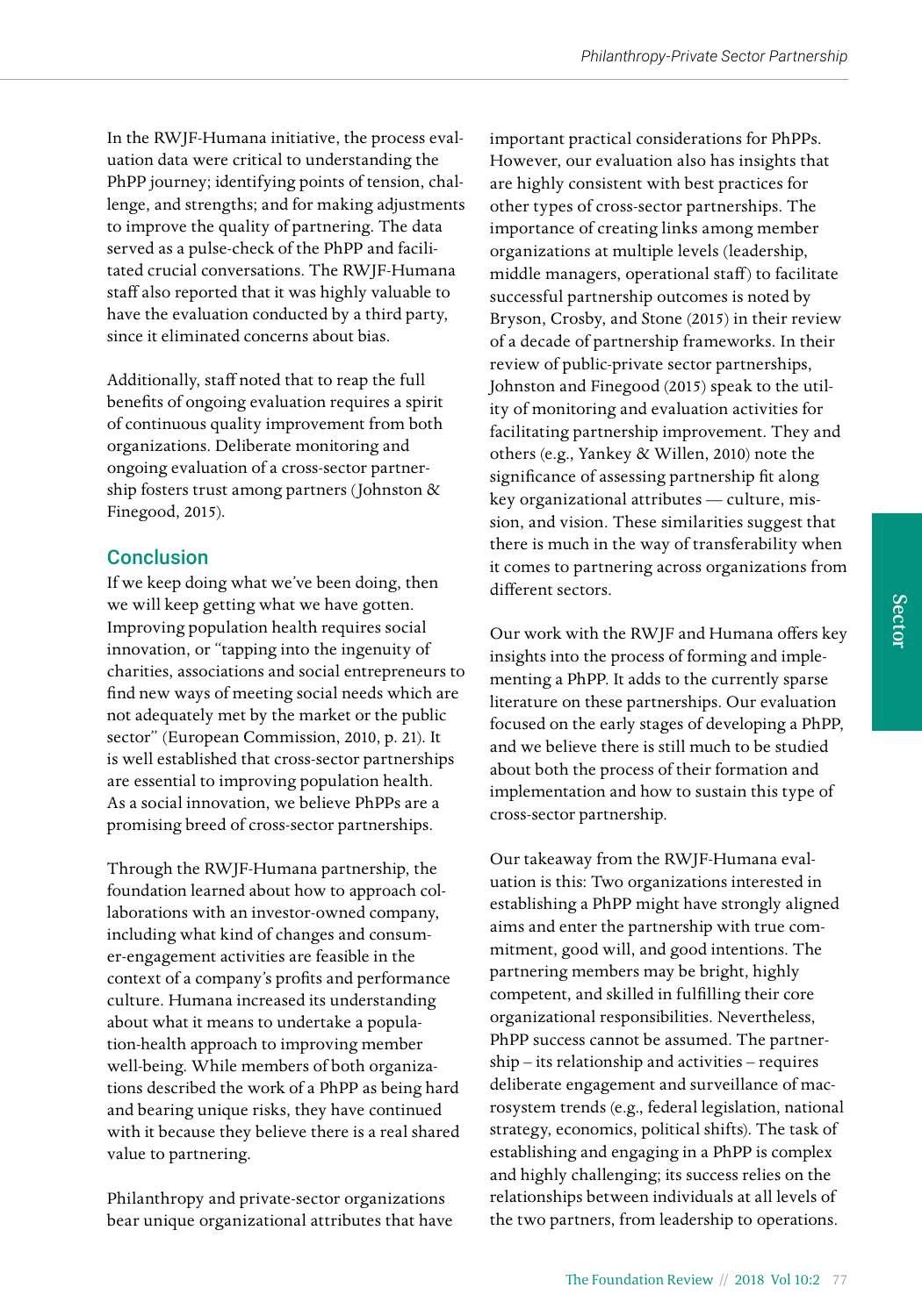In the RWJF-Humana initiative, the process evaluation data were critical to understanding the PhPP journey; identifying points of tension, challenge, and strengths; and for making adjustments to improve the quality of partnering. The data served as a pulse-check of the PhPP and facilitated crucial conversations. The RWJF-Humana staff also reported that it was highly valuable to have the evaluation conducted by a third party, since it eliminated concerns about bias.

Additionally, staff noted that to reap the full benefits of ongoing evaluation requires a spirit of continuous quality improvement from both organizations. Deliberate monitoring and ongoing evaluation of a cross-sector partnership fosters trust among partners (Johnston & Finegood, 2015).

## Conclusion

If we keep doing what we've been doing, then we will keep getting what we have gotten. Improving population health requires social innovation, or "tapping into the ingenuity of charities, associations and social entrepreneurs to find new ways of meeting social needs which are not adequately met by the market or the public sector" (European Commission, 2010, p. 21). It is well established that cross-sector partnerships are essential to improving population health. As a social innovation, we believe PhPPs are a promising breed of cross-sector partnerships.

Through the RWJF-Humana partnership, the foundation learned about how to approach collaborations with an investor-owned company, including what kind of changes and consumer-engagement activities are feasible in the context of a company's profits and performance culture. Humana increased its understanding about what it means to undertake a population-health approach to improving member well-being. While members of both organizations described the work of a PhPP as being hard and bearing unique risks, they have continued with it because they believe there is a real shared value to partnering.

Philanthropy and private-sector organizations bear unique organizational attributes that have important practical considerations for PhPPs. However, our evaluation also has insights that are highly consistent with best practices for other types of cross-sector partnerships. The importance of creating links among member organizations at multiple levels (leadership, middle managers, operational staff) to facilitate successful partnership outcomes is noted by Bryson, Crosby, and Stone (2015) in their review of a decade of partnership frameworks. In their review of public-private sector partnerships, Johnston and Finegood (2015) speak to the utility of monitoring and evaluation activities for facilitating partnership improvement. They and others (e.g., Yankey & Willen, 2010) note the significance of assessing partnership fit along key organizational attributes — culture, mission, and vision. These similarities suggest that there is much in the way of transferability when it comes to partnering across organizations from different sectors.

Our work with the RWJF and Humana offers key insights into the process of forming and implementing a PhPP. It adds to the currently sparse literature on these partnerships. Our evaluation focused on the early stages of developing a PhPP, and we believe there is still much to be studied about both the process of their formation and implementation and how to sustain this type of cross-sector partnership.

Our takeaway from the RWJF-Humana evaluation is this: Two organizations interested in establishing a PhPP might have strongly aligned aims and enter the partnership with true commitment, good will, and good intentions. The partnering members may be bright, highly competent, and skilled in fulfilling their core organizational responsibilities. Nevertheless, PhPP success cannot be assumed. The partnership – its relationship and activities – requires deliberate engagement and surveillance of macrosystem trends (e.g., federal legislation, national strategy, economics, political shifts). The task of establishing and engaging in a PhPP is complex and highly challenging; its success relies on the relationships between individuals at all levels of the two partners, from leadership to operations.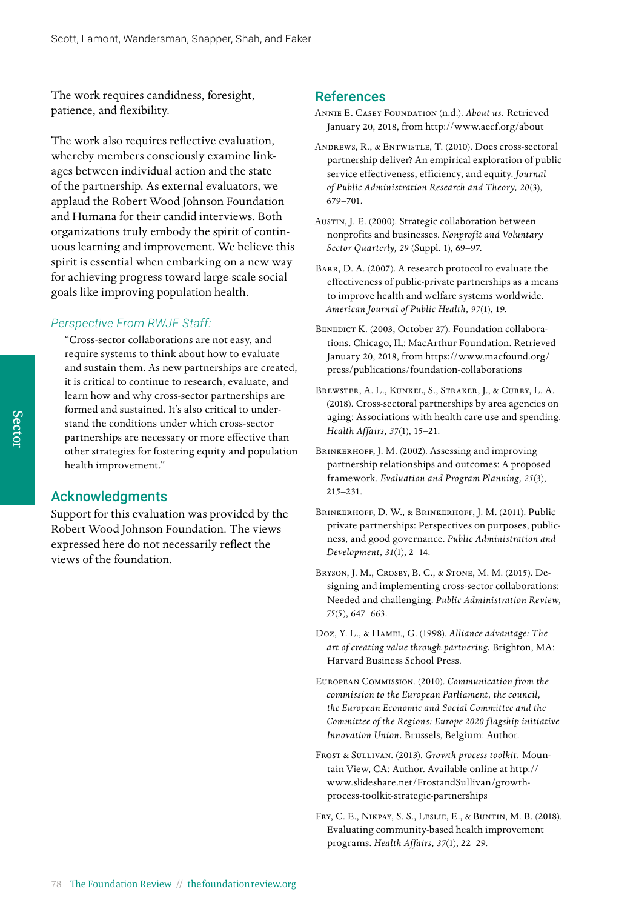The work requires candidness, foresight, patience, and flexibility.

The work also requires reflective evaluation, whereby members consciously examine linkages between individual action and the state of the partnership. As external evaluators, we applaud the Robert Wood Johnson Foundation and Humana for their candid interviews. Both organizations truly embody the spirit of continuous learning and improvement. We believe this spirit is essential when embarking on a new way for achieving progress toward large-scale social goals like improving population health.

### *Perspective From RWJF Staff:*

> "Cross-sector collaborations are not easy, and require systems to think about how to evaluate and sustain them. As new partnerships are created, it is critical to continue to research, evaluate, and learn how and why cross-sector partnerships are formed and sustained. It's also critical to understand the conditions under which cross-sector partnerships are necessary or more effective than other strategies for fostering equity and population health improvement."

## Acknowledgments

Support for this evaluation was provided by the Robert Wood Johnson Foundation. The views expressed here do not necessarily reflect the views of the foundation.

## References

Annie E. Casey Foundation (n.d.). *About us.* Retrieved January 20, 2018, from http://www.aecf.org/about

Andrews, R., & Entwistle, T. (2010). Does cross-sectoral partnership deliver? An empirical exploration of public service effectiveness, efficiency, and equity. *Journal of Public Administration Research and Theory, 20*(3), 679–701.

Austin, J. E. (2000). Strategic collaboration between nonprofits and businesses. *Nonprofit and Voluntary Sector Quarterly, 29* (Suppl. 1), 69–97.

Barr, D. A. (2007). A research protocol to evaluate the effectiveness of public-private partnerships as a means to improve health and welfare systems worldwide. *American Journal of Public Health, 97*(1), 19.

Benedict K. (2003, October 27). Foundation collaborations. Chicago, IL: MacArthur Foundation. Retrieved January 20, 2018, from https://www.macfound.org/press/publications/foundation-collaborations

Brewster, A. L., Kunkel, S., Straker, J., & Curry, L. A. (2018). Cross-sectoral partnerships by area agencies on aging: Associations with health care use and spending. *Health Affairs, 37*(1), 15–21.

Brinkerhoff, J. M. (2002). Assessing and improving partnership relationships and outcomes: A proposed framework. *Evaluation and Program Planning, 25*(3), 215–231.

Brinkerhoff, D. W., & Brinkerhoff, J. M. (2011). Public–private partnerships: Perspectives on purposes, publicness, and good governance. *Public Administration and Development, 31*(1), 2–14.

Bryson, J. M., Crosby, B. C., & Stone, M. M. (2015). Designing and implementing cross-sector collaborations: Needed and challenging. *Public Administration Review, 75*(5), 647–663.

Doz, Y. L., & Hamel, G. (1998). *Alliance advantage: The art of creating value through partnering.* Brighton, MA: Harvard Business School Press.

European Commission. (2010). *Communication from the commission to the European Parliament, the council, the European Economic and Social Committee and the Committee of the Regions: Europe 2020 flagship initiative Innovation Union.* Brussels, Belgium: Author.

Frost & Sullivan. (2013). *Growth process toolkit.* Mountain View, CA: Author. Available online at http://www.slideshare.net/FrostandSullivan/growth-process-toolkit-strategic-partnerships

Fry, C. E., Nikpay, S. S., Leslie, E., & Buntin, M. B. (2018). Evaluating community-based health improvement programs. *Health Affairs, 37*(1), 22–29.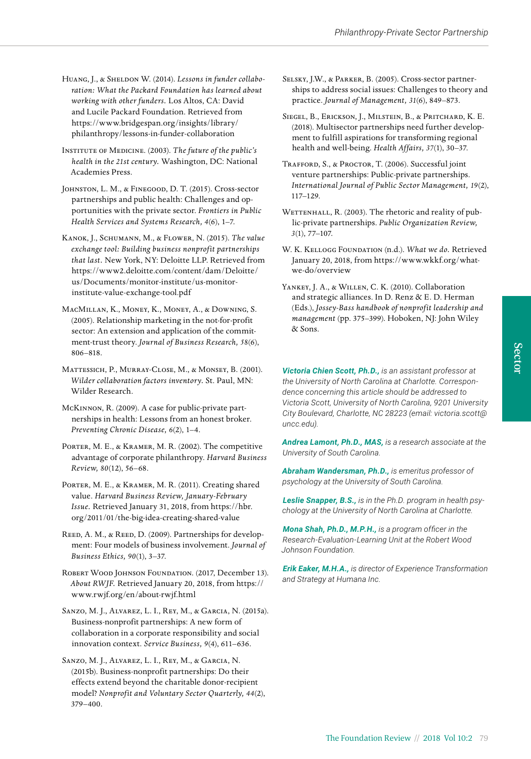Huang, J., & Sheldon W. (2014). *Lessons in funder collaboration: What the Packard Foundation has learned about working with other funders.* Los Altos, CA: David and Lucile Packard Foundation. Retrieved from https://www.bridgespan.org/insights/library/philanthropy/lessons-in-funder-collaboration

Institute of Medicine. (2003). *The future of the public's health in the 21st century.* Washington, DC: National Academies Press.

Johnston, L. M., & Finegood, D. T. (2015). Cross-sector partnerships and public health: Challenges and opportunities with the private sector. *Frontiers in Public Health Services and Systems Research, 4*(6), 1–7.

Kanok, J., Schumann, M., & Flower, N. (2015). *The value exchange tool: Building business nonprofit partnerships that last.* New York, NY: Deloitte LLP. Retrieved from https://www2.deloitte.com/content/dam/Deloitte/us/Documents/monitor-institute/us-monitor-institute-value-exchange-tool.pdf

MacMillan, K., Money, K., Money, A., & Downing, S. (2005). Relationship marketing in the not-for-profit sector: An extension and application of the commitment-trust theory. *Journal of Business Research, 58*(6), 806–818.

Mattessich, P., Murray-Close, M., & Monsey, B. (2001). *Wilder collaboration factors inventory.* St. Paul, MN: Wilder Research.

McKinnon, R. (2009). A case for public-private partnerships in health: Lessons from an honest broker. *Preventing Chronic Disease, 6*(2), 1–4.

Porter, M. E., & Kramer, M. R. (2002). The competitive advantage of corporate philanthropy. *Harvard Business Review, 80*(12), 56–68.

Porter, M. E., & Kramer, M. R. (2011). Creating shared value. *Harvard Business Review, January-February Issue.* Retrieved January 31, 2018, from https://hbr.org/2011/01/the-big-idea-creating-shared-value

Reed, A. M., & Reed, D. (2009). Partnerships for development: Four models of business involvement. *Journal of Business Ethics, 90*(1), 3–37.

Robert Wood Johnson Foundation. (2017, December 13). *About RWJF.* Retrieved January 20, 2018, from https://www.rwjf.org/en/about-rwjf.html

Sanzo, M. J., Alvarez, L. I., Rey, M., & Garcia, N. (2015a). Business-nonprofit partnerships: A new form of collaboration in a corporate responsibility and social innovation context. *Service Business, 9*(4), 611–636.

Sanzo, M. J., Alvarez, L. I., Rey, M., & Garcia, N. (2015b). Business-nonprofit partnerships: Do their effects extend beyond the charitable donor-recipient model? *Nonprofit and Voluntary Sector Quarterly, 44*(2), 379–400.

Selsky, J.W., & Parker, B. (2005). Cross-sector partnerships to address social issues: Challenges to theory and practice. *Journal of Management, 31*(6), 849–873.

Siegel, B., Erickson, J., Milstein, B., & Pritchard, K. E. (2018). Multisector partnerships need further development to fulfill aspirations for transforming regional health and well-being. *Health Affairs, 37*(1), 30–37.

Trafford, S., & Proctor, T. (2006). Successful joint venture partnerships: Public-private partnerships. *International Journal of Public Sector Management, 19*(2), 117–129.

Wettenhall, R. (2003). The rhetoric and reality of public-private partnerships. *Public Organization Review, 3*(1), 77–107.

W. K. Kellogg Foundation (n.d.). *What we do.* Retrieved January 20, 2018, from https://www.wkkf.org/what-we-do/overview

Yankey, J. A., & Willen, C. K. (2010). Collaboration and strategic alliances. In D. Renz & E. D. Herman (Eds.), *Jossey-Bass handbook of nonprofit leadership and management* (pp. 375–399). Hoboken, NJ: John Wiley & Sons.

***Victoria Chien Scott, Ph.D.,*** *is an assistant professor at the University of North Carolina at Charlotte. Correspondence concerning this article should be addressed to Victoria Scott, University of North Carolina, 9201 University City Boulevard, Charlotte, NC 28223 (email: victoria.scott@uncc.edu).*

***Andrea Lamont, Ph.D., MAS,*** *is a research associate at the University of South Carolina.*

***Abraham Wandersman, Ph.D.,*** *is emeritus professor of psychology at the University of South Carolina.*

***Leslie Snapper, B.S.,*** *is in the Ph.D. program in health psychology at the University of North Carolina at Charlotte.*

***Mona Shah, Ph.D., M.P.H.,*** *is a program officer in the Research-Evaluation-Learning Unit at the Robert Wood Johnson Foundation.*

***Erik Eaker, M.H.A.,*** *is director of Experience Transformation and Strategy at Humana Inc.*